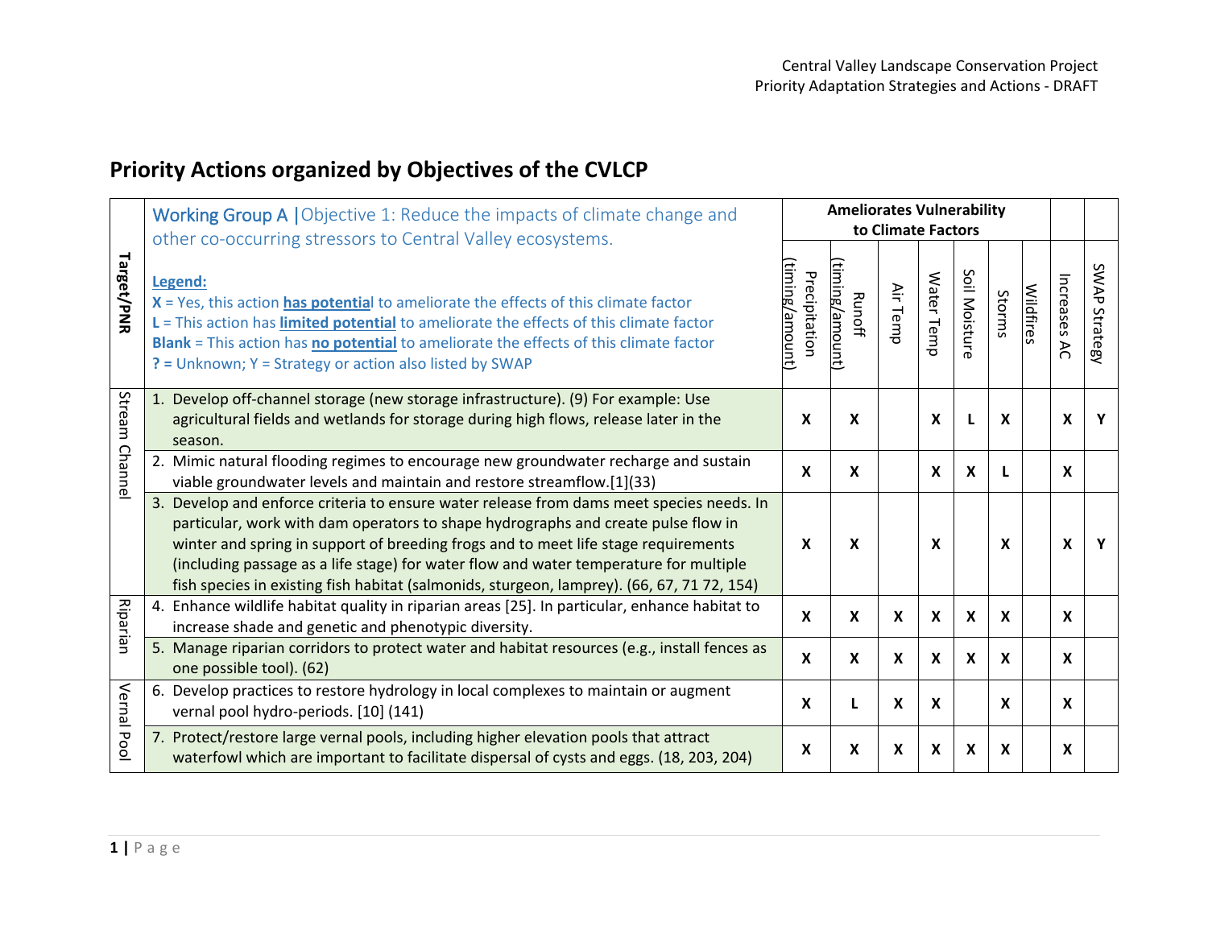## Priority Actions organized by Objectives of the CVLCP

| Target/PNR | Working Group A \| Objective 1: Reduce the impacts of climate change and other co-occurring stressors to Central Valley ecosystems.<br><br>**Legend:**<br>**X** = Yes, this action **has potential** to ameliorate the effects of this climate factor<br>**L** = This action has **limited potential** to ameliorate the effects of this climate factor<br>**Blank** = This action has **no potential** to ameliorate the effects of this climate factor<br>**? =** Unknown; Y = Strategy or action also listed by SWAP | **Ameliorates Vulnerability to Climate Factors** | | | | | | | | |
|---|---|---|---|---|---|---|---|---|---|---|
| | | Precipitation (timing/amount) | Runoff (timing/amount) | Air Temp | Water Temp | Soil Moisture | Storms | Wildfires | Increases AC | SWAP Strategy |
| Stream Channel | 1. Develop off-channel storage (new storage infrastructure). (9) For example: Use agricultural fields and wetlands for storage during high flows, release later in the season. | X | X | | X | L | X | | X | Y |
| | 2. Mimic natural flooding regimes to encourage new groundwater recharge and sustain viable groundwater levels and maintain and restore streamflow.[1](33) | X | X | | X | X | L | | X | |
| | 3. Develop and enforce criteria to ensure water release from dams meet species needs. In particular, work with dam operators to shape hydrographs and create pulse flow in winter and spring in support of breeding frogs and to meet life stage requirements (including passage as a life stage) for water flow and water temperature for multiple fish species in existing fish habitat (salmonids, sturgeon, lamprey). (66, 67, 71 72, 154) | X | X | | X | | X | | X | Y |
| Riparian | 4. Enhance wildlife habitat quality in riparian areas [25]. In particular, enhance habitat to increase shade and genetic and phenotypic diversity. | X | X | X | X | X | X | | X | |
| | 5. Manage riparian corridors to protect water and habitat resources (e.g., install fences as one possible tool). (62) | X | X | X | X | X | X | | X | |
| Vernal Pool | 6. Develop practices to restore hydrology in local complexes to maintain or augment vernal pool hydro-periods. [10] (141) | X | L | X | X | | X | | X | |
| | 7. Protect/restore large vernal pools, including higher elevation pools that attract waterfowl which are important to facilitate dispersal of cysts and eggs. (18, 203, 204) | X | X | X | X | X | X | | X | |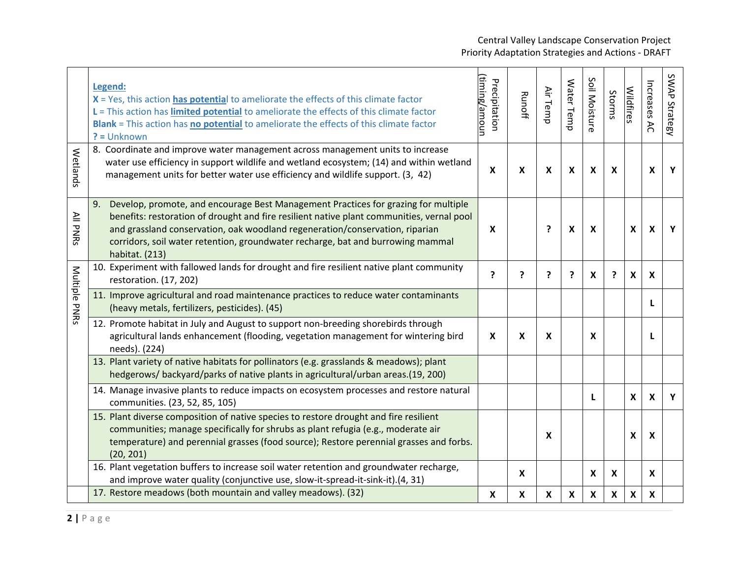| | **Legend:**<br>**X** = Yes, this action **has potential** to ameliorate the effects of this climate factor<br>**L** = This action has **limited potential** to ameliorate the effects of this climate factor<br>**Blank** = This action has **no potential** to ameliorate the effects of this climate factor<br>**? =** Unknown | Precipitation (timing/amoun | Runoff | Air Temp | Water Temp | Soil Moisture | Storms | Wildfires | Increases AC | SWAP Strategy |
|---|---|---|---|---|---|---|---|---|---|---|
| Wetlands | 8. Coordinate and improve water management across management units to increase water use efficiency in support wildlife and wetland ecosystem; (14) and within wetland management units for better water use efficiency and wildlife support. (3, 42) | **X** | **X** | **X** | **X** | **X** | **X** | | **X** | **Y** |
| All PNRs | 9. Develop, promote, and encourage Best Management Practices for grazing for multiple benefits: restoration of drought and fire resilient native plant communities, vernal pool and grassland conservation, oak woodland regeneration/conservation, riparian corridors, soil water retention, groundwater recharge, bat and burrowing mammal habitat. (213) | **X** | | **?** | **X** | **X** | | **X** | **X** | **Y** |
| Multiple PNRs | 10. Experiment with fallowed lands for drought and fire resilient native plant community restoration. (17, 202) | **?** | **?** | **?** | **?** | **X** | **?** | **X** | **X** | |
| | 11. Improve agricultural and road maintenance practices to reduce water contaminants (heavy metals, fertilizers, pesticides). (45) | | | | | | | | **L** | |
| | 12. Promote habitat in July and August to support non-breeding shorebirds through agricultural lands enhancement (flooding, vegetation management for wintering bird needs). (224) | **X** | **X** | **X** | | **X** | | | **L** | |
| | 13. Plant variety of native habitats for pollinators (e.g. grasslands & meadows); plant hedgerows/ backyard/parks of native plants in agricultural/urban areas.(19, 200) | | | | | | | | | |
| | 14. Manage invasive plants to reduce impacts on ecosystem processes and restore natural communities. (23, 52, 85, 105) | | | | | **L** | | **X** | **X** | **Y** |
| | 15. Plant diverse composition of native species to restore drought and fire resilient communities; manage specifically for shrubs as plant refugia (e.g., moderate air temperature) and perennial grasses (food source); Restore perennial grasses and forbs. (20, 201) | | | **X** | | | | **X** | **X** | |
| | 16. Plant vegetation buffers to increase soil water retention and groundwater recharge, and improve water quality (conjunctive use, slow-it-spread-it-sink-it).(4, 31) | | **X** | | | **X** | **X** | | **X** | |
| | 17. Restore meadows (both mountain and valley meadows). (32) | **X** | **X** | **X** | **X** | **X** | **X** | **X** | **X** | |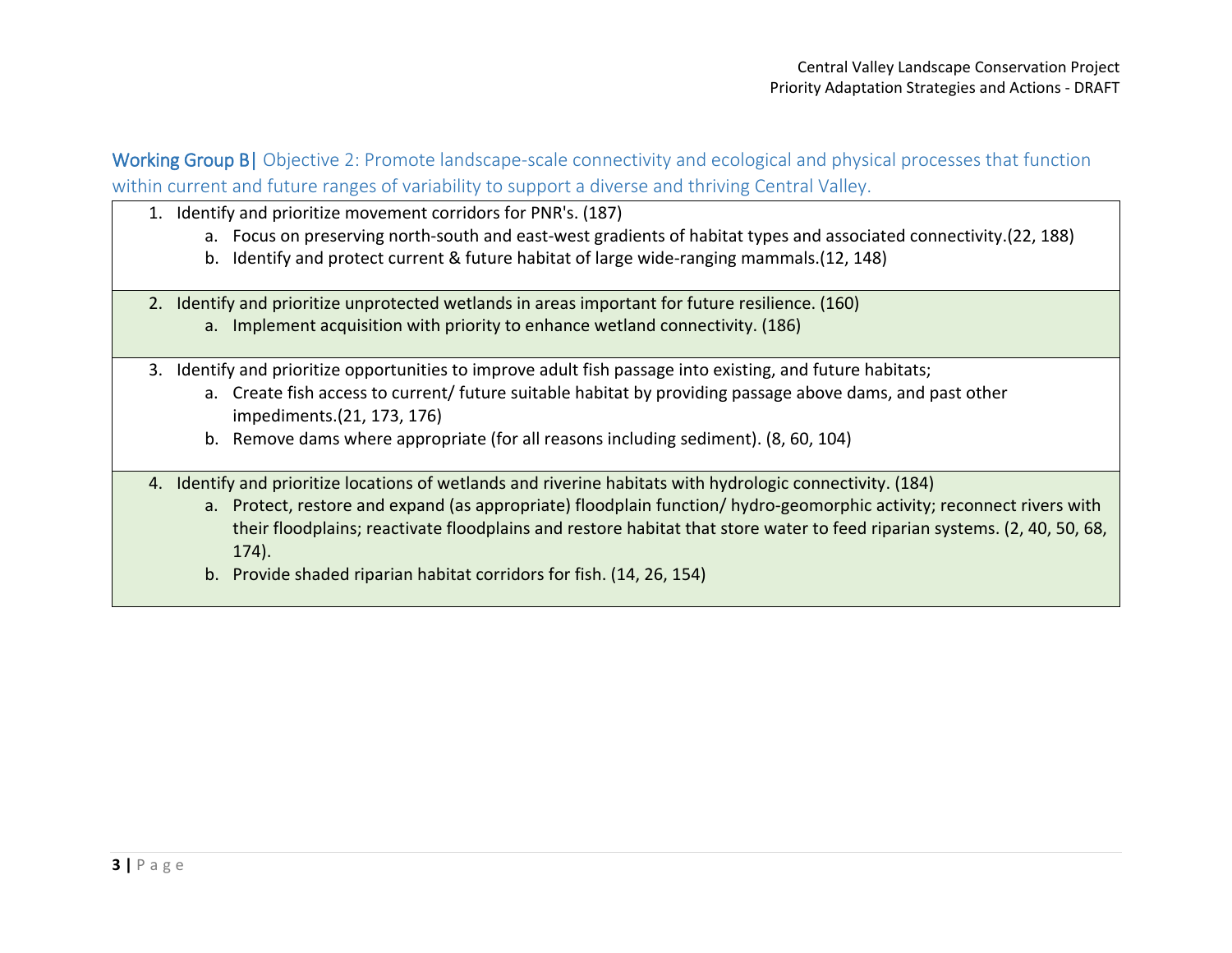## Working Group B| Objective 2: Promote landscape-scale connectivity and ecological and physical processes that function within current and future ranges of variability to support a diverse and thriving Central Valley.

1. Identify and prioritize movement corridors for PNR's. (187)
    a. Focus on preserving north-south and east-west gradients of habitat types and associated connectivity.(22, 188)
    b. Identify and protect current & future habitat of large wide-ranging mammals.(12, 148)

2. Identify and prioritize unprotected wetlands in areas important for future resilience. (160)
    a. Implement acquisition with priority to enhance wetland connectivity. (186)

3. Identify and prioritize opportunities to improve adult fish passage into existing, and future habitats;
    a. Create fish access to current/ future suitable habitat by providing passage above dams, and past other impediments.(21, 173, 176)
    b. Remove dams where appropriate (for all reasons including sediment). (8, 60, 104)

4. Identify and prioritize locations of wetlands and riverine habitats with hydrologic connectivity. (184)
    a. Protect, restore and expand (as appropriate) floodplain function/ hydro-geomorphic activity; reconnect rivers with their floodplains; reactivate floodplains and restore habitat that store water to feed riparian systems. (2, 40, 50, 68, 174).
    b. Provide shaded riparian habitat corridors for fish. (14, 26, 154)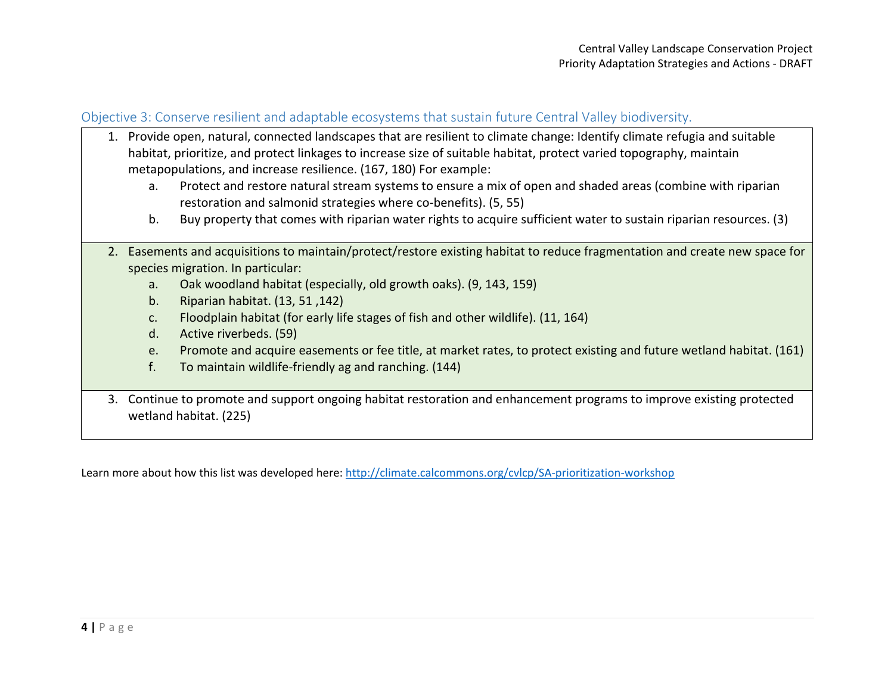### Objective 3: Conserve resilient and adaptable ecosystems that sustain future Central Valley biodiversity.

1. Provide open, natural, connected landscapes that are resilient to climate change: Identify climate refugia and suitable habitat, prioritize, and protect linkages to increase size of suitable habitat, protect varied topography, maintain metapopulations, and increase resilience. (167, 180) For example:
   a. Protect and restore natural stream systems to ensure a mix of open and shaded areas (combine with riparian restoration and salmonid strategies where co-benefits). (5, 55)
   b. Buy property that comes with riparian water rights to acquire sufficient water to sustain riparian resources. (3)

2. Easements and acquisitions to maintain/protect/restore existing habitat to reduce fragmentation and create new space for species migration. In particular:
   a. Oak woodland habitat (especially, old growth oaks). (9, 143, 159)
   b. Riparian habitat. (13, 51 ,142)
   c. Floodplain habitat (for early life stages of fish and other wildlife). (11, 164)
   d. Active riverbeds. (59)
   e. Promote and acquire easements or fee title, at market rates, to protect existing and future wetland habitat. (161)
   f. To maintain wildlife-friendly ag and ranching. (144)

3. Continue to promote and support ongoing habitat restoration and enhancement programs to improve existing protected wetland habitat. (225)

Learn more about how this list was developed here: http://climate.calcommons.org/cvlcp/SA-prioritization-workshop